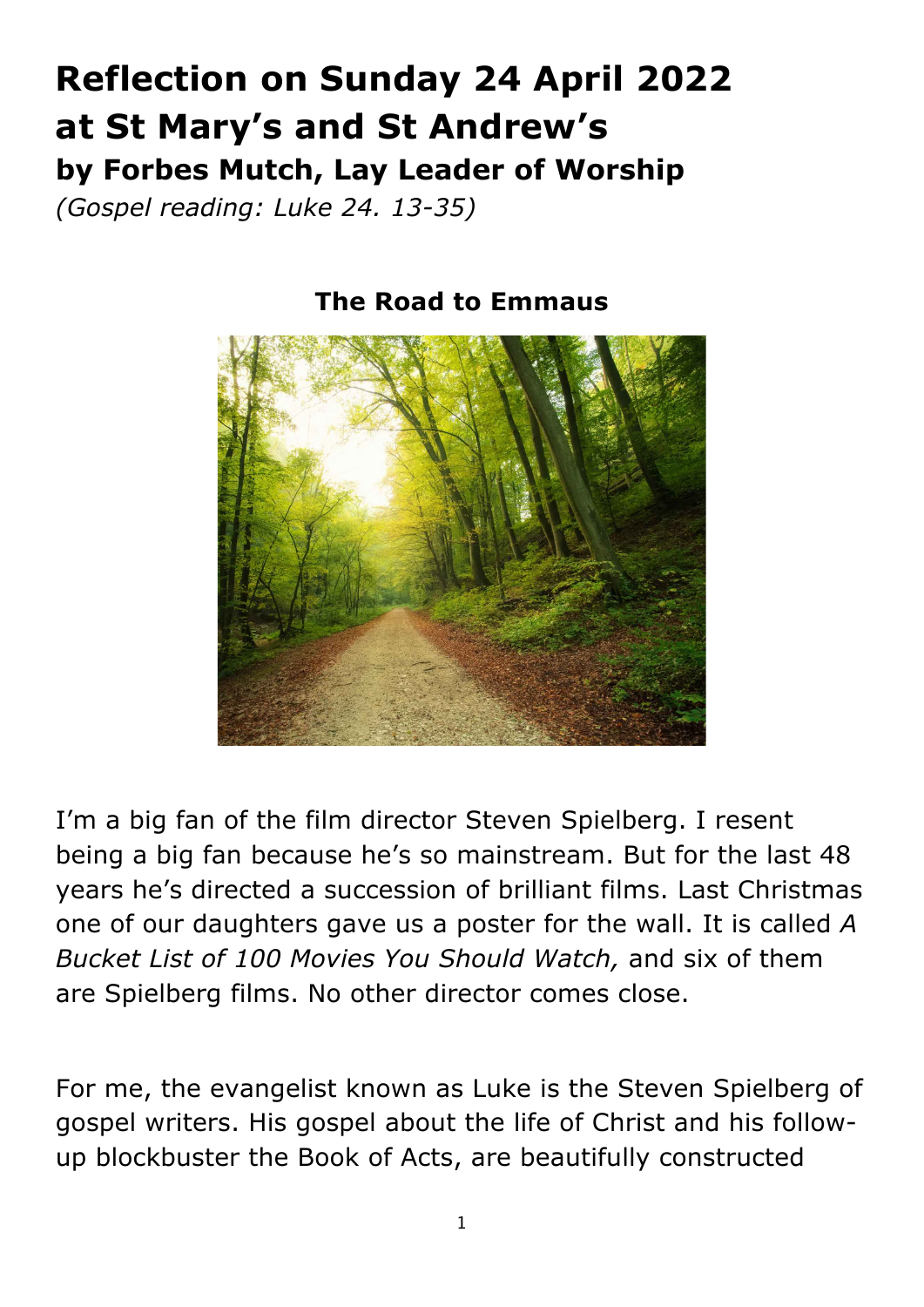# Reflection on Sunday 24 April 2022 at St Mary's and St Andrew's

## by Forbes Mutch, Lay Leader of Worship

*(Gospel reading: Luke 24. 13-35)*

### The Road to Emmaus

I'm a big fan of the film director Steven Spielberg. I resent being a big fan because he's so mainstream. But for the last 48 years he's directed a succession of brilliant films. Last Christmas one of our daughters gave us a poster for the wall. It is called *A Bucket List of 100 Movies You Should Watch,* and six of them are Spielberg films. No other director comes close.

For me, the evangelist known as Luke is the Steven Spielberg of gospel writers. His gospel about the life of Christ and his follow-up blockbuster the Book of Acts, are beautifully constructed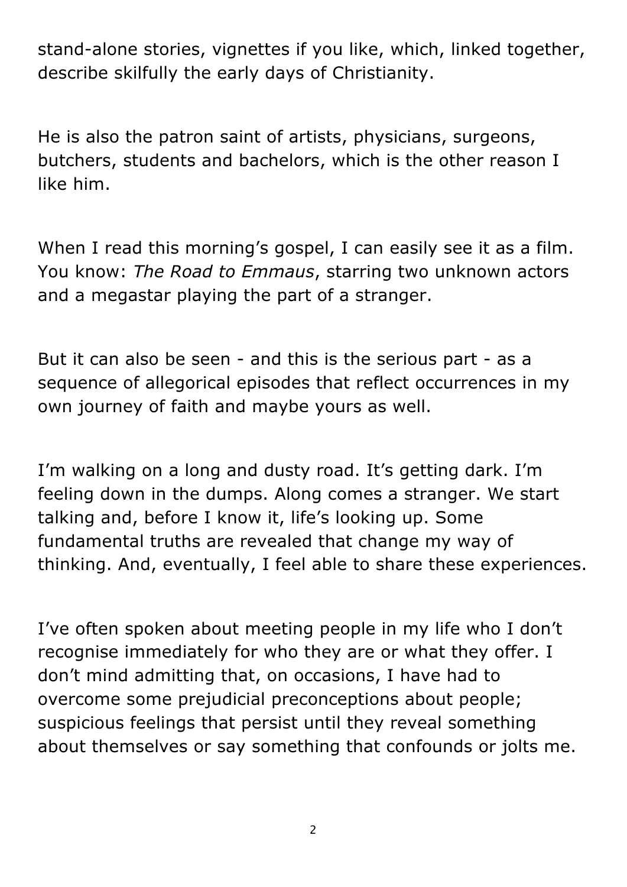stand-alone stories, vignettes if you like, which, linked together, describe skilfully the early days of Christianity.

He is also the patron saint of artists, physicians, surgeons, butchers, students and bachelors, which is the other reason I like him.

When I read this morning's gospel, I can easily see it as a film. You know: *The Road to Emmaus*, starring two unknown actors and a megastar playing the part of a stranger.

But it can also be seen - and this is the serious part - as a sequence of allegorical episodes that reflect occurrences in my own journey of faith and maybe yours as well.

I'm walking on a long and dusty road. It's getting dark. I'm feeling down in the dumps. Along comes a stranger. We start talking and, before I know it, life's looking up. Some fundamental truths are revealed that change my way of thinking. And, eventually, I feel able to share these experiences.

I've often spoken about meeting people in my life who I don't recognise immediately for who they are or what they offer. I don't mind admitting that, on occasions, I have had to overcome some prejudicial preconceptions about people; suspicious feelings that persist until they reveal something about themselves or say something that confounds or jolts me.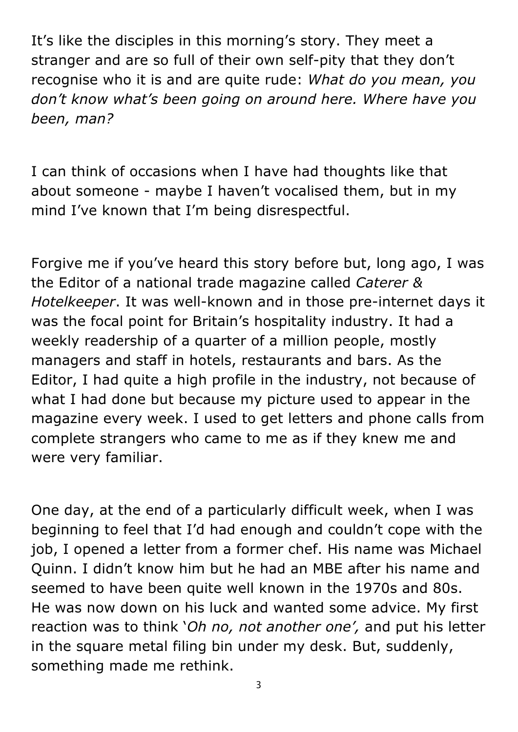It's like the disciples in this morning's story. They meet a stranger and are so full of their own self-pity that they don't recognise who it is and are quite rude: *What do you mean, you don't know what's been going on around here. Where have you been, man?*

I can think of occasions when I have had thoughts like that about someone - maybe I haven't vocalised them, but in my mind I've known that I'm being disrespectful.

Forgive me if you've heard this story before but, long ago, I was the Editor of a national trade magazine called *Caterer & Hotelkeeper*. It was well-known and in those pre-internet days it was the focal point for Britain's hospitality industry. It had a weekly readership of a quarter of a million people, mostly managers and staff in hotels, restaurants and bars. As the Editor, I had quite a high profile in the industry, not because of what I had done but because my picture used to appear in the magazine every week. I used to get letters and phone calls from complete strangers who came to me as if they knew me and were very familiar.

One day, at the end of a particularly difficult week, when I was beginning to feel that I'd had enough and couldn't cope with the job, I opened a letter from a former chef. His name was Michael Quinn. I didn't know him but he had an MBE after his name and seemed to have been quite well known in the 1970s and 80s. He was now down on his luck and wanted some advice. My first reaction was to think '*Oh no, not another one',* and put his letter in the square metal filing bin under my desk. But, suddenly, something made me rethink.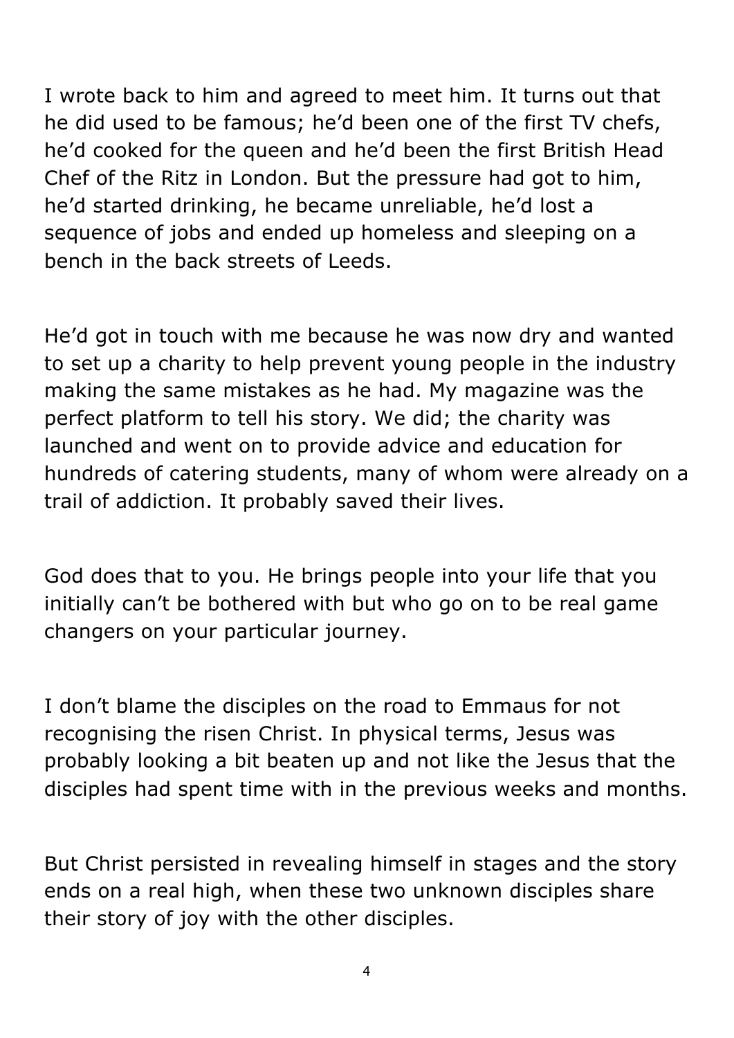I wrote back to him and agreed to meet him. It turns out that he did used to be famous; he'd been one of the first TV chefs, he'd cooked for the queen and he'd been the first British Head Chef of the Ritz in London. But the pressure had got to him, he'd started drinking, he became unreliable, he'd lost a sequence of jobs and ended up homeless and sleeping on a bench in the back streets of Leeds.

He'd got in touch with me because he was now dry and wanted to set up a charity to help prevent young people in the industry making the same mistakes as he had. My magazine was the perfect platform to tell his story. We did; the charity was launched and went on to provide advice and education for hundreds of catering students, many of whom were already on a trail of addiction. It probably saved their lives.

God does that to you. He brings people into your life that you initially can't be bothered with but who go on to be real game changers on your particular journey.

I don't blame the disciples on the road to Emmaus for not recognising the risen Christ. In physical terms, Jesus was probably looking a bit beaten up and not like the Jesus that the disciples had spent time with in the previous weeks and months.

But Christ persisted in revealing himself in stages and the story ends on a real high, when these two unknown disciples share their story of joy with the other disciples.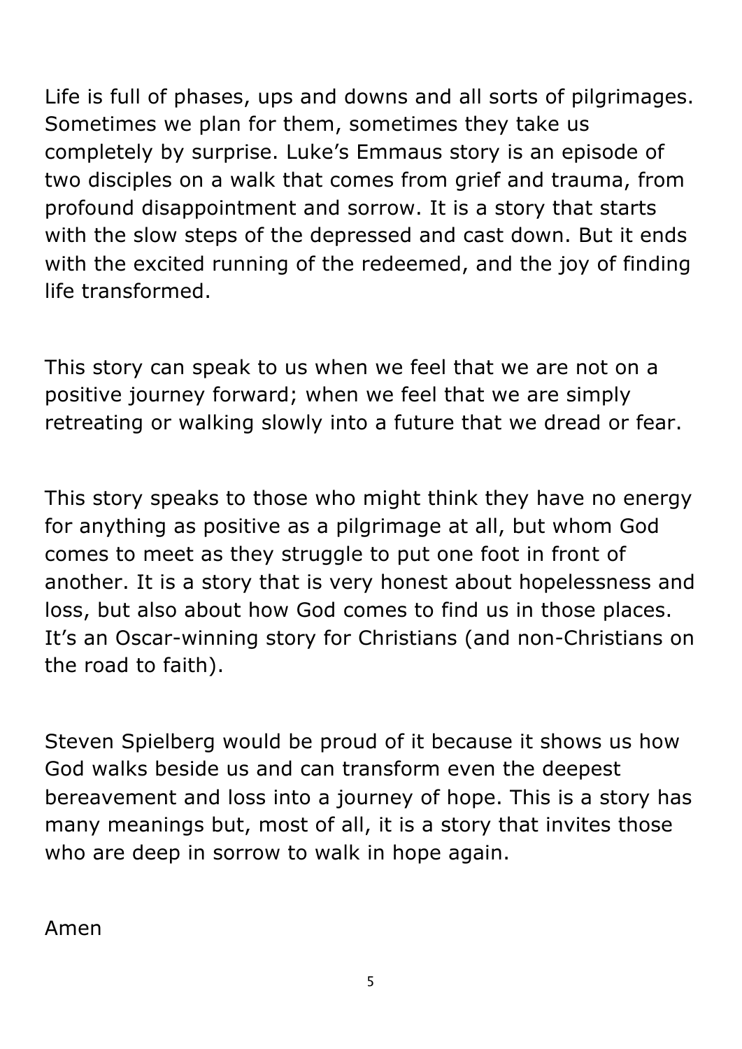Life is full of phases, ups and downs and all sorts of pilgrimages. Sometimes we plan for them, sometimes they take us completely by surprise. Luke's Emmaus story is an episode of two disciples on a walk that comes from grief and trauma, from profound disappointment and sorrow. It is a story that starts with the slow steps of the depressed and cast down. But it ends with the excited running of the redeemed, and the joy of finding life transformed.

This story can speak to us when we feel that we are not on a positive journey forward; when we feel that we are simply retreating or walking slowly into a future that we dread or fear.

This story speaks to those who might think they have no energy for anything as positive as a pilgrimage at all, but whom God comes to meet as they struggle to put one foot in front of another. It is a story that is very honest about hopelessness and loss, but also about how God comes to find us in those places. It's an Oscar-winning story for Christians (and non-Christians on the road to faith).

Steven Spielberg would be proud of it because it shows us how God walks beside us and can transform even the deepest bereavement and loss into a journey of hope. This is a story has many meanings but, most of all, it is a story that invites those who are deep in sorrow to walk in hope again.

Amen